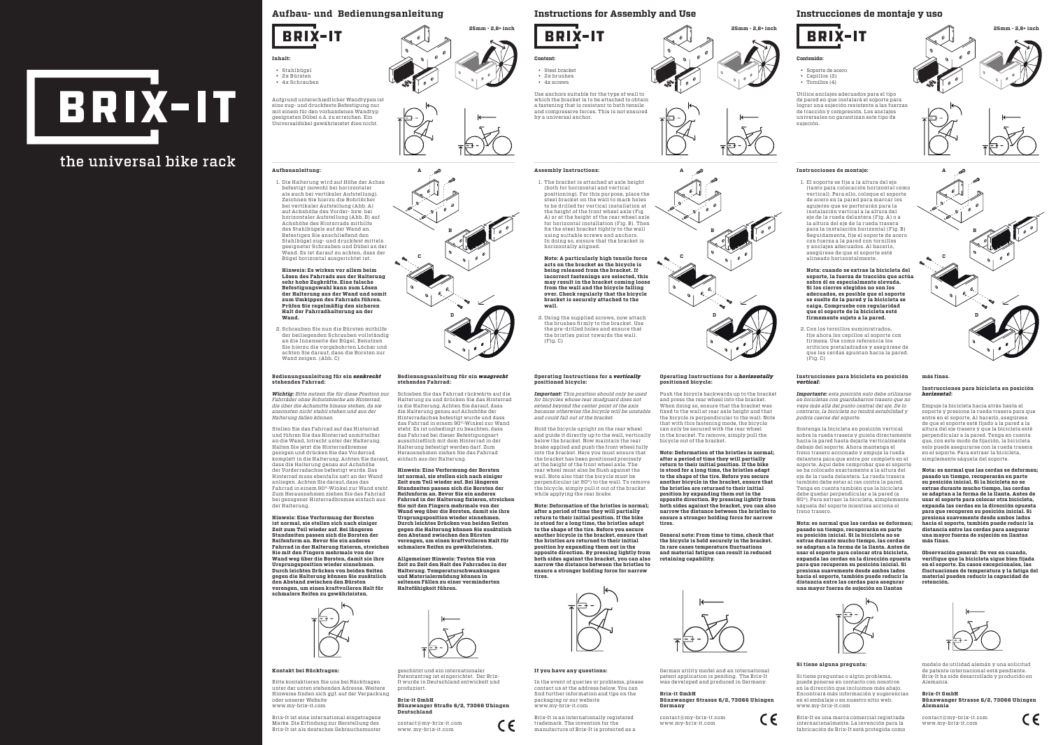# BRIX-IT

the universal bike rack

## Aufbau- und Bedienungsanleitung

BRIX-IT

25mm - 2,8+ inch

**Inhalt:**

- Stahlbügel
- 2x Bürsten
- 4x Schrauben

Aufgrund unterschiedlicher Wandtypen ist eine zug- und druckfeste Befestigung nur mit einem für den vorhandenen Wandtyp geeigneten Dübel o.ä. zu erreichen. Ein Universaldübel gewährleistet dies nicht.

**Aufbauanleitung:**

1. Die Halterung wird auf Höhe der Achse befestigt (sowohl bei horizontaler als auch bei vertikaler Aufstellung). Zeichnen Sie hierzu die Bohrlöcher bei vertikaler Aufstellung (Abb. A) auf Achshöhe des Vorder- bzw. bei horizontaler Aufstellung (Abb. B) auf Achshöhe des Hinterrads mithilfe des Stahlbügels auf der Wand an. Befestigen Sie anschließend den Stahlbügel zug- und druckfest mittels geeigneter Schrauben und Dübel an der Wand. Es ist darauf zu achten, dass der Bügel horizontal ausgerichtet ist.

   **Hinweis: Es wirken vor allem beim Lösen des Fahrrads aus der Halterung sehr hohe Zugkräfte. Eine falsche Befestigungswahl kann zum Lösen der Halterung aus der Wand und somit zum Umkippen des Fahrrads führen. Prüfen Sie regelmäßig den sicheren Halt der Fahrradhalterung an der Wand.**

2. Schrauben Sie nun die Bürsten mithilfe der beiliegenden Schrauben vollständig an die Innenseite der Bügel. Benutzen Sie hierzu die vorgebohrten Löcher und achten Sie darauf, dass die Borsten zur Wand zeigen. (Abb. C)

A

B

C

D

**Bedienungsanleitung für ein *senkrecht* stehendes Fahrrad:**

***Wichtig:** Bitte nutzen Sie für diese Position nur Fahrräder ohne Schutzbleche am Hinterrad, die über die Achsmitte hinaus stehen, da sie ansonsten nicht stabil stehen und aus der Halterung fallen können.*

Stellen Sie das Fahrrad auf das Hinterrad und führen Sie das Hinterrad unmittelbar an die Wand, lotrecht unter der Halterung. Halten Sie jetzt die Hinterradbremse gezogen und drücken Sie das Vorderrad komplett in die Halterung. Achten Sie darauf, dass die Halterung genau auf Achshöhe der Vorderradachse befestigt wurde. Das Hinterrad muss ebenfalls satt an der Wand anliegen. Achten Sie darauf, dass das Fahrrad in einem 90°-Winkel zur Wand steht. Zum Herausnehmen ziehen Sie das Fahrrad bei gezogener Hinterradbremse einfach aus der Halterung.

**Hinweis: Eine Verformung der Borsten ist normal, sie stellen sich nach einiger Zeit zum Teil wieder auf. Bei längeren Standzeiten passen sich die Borsten der Reifenform an. Bevor Sie ein anderes Fahrrad in der Halterung fixieren, streichen Sie mit den Fingern mehrmals von der Wand weg über die Borsten, damit sie ihre Ursprungsposition wieder einnehmen. Durch leichtes Drücken von beiden Seiten gegen die Halterung können Sie zusätzlich den Abstand zwischen den Bürsten verengen, um einen kraftvolleren Halt für schmalere Reifen zu gewährleisten.**

**Bedienungsanleitung für ein *waagrecht* stehendes Fahrrad:**

Schieben Sie das Fahrrad rückwärts auf die Halterung zu und drücken Sie das Hinterrad in die Halterung. Achten Sie darauf, dass die Halterung genau auf Achshöhe der Hinterradachse befestigt wurde und dass das Fahrrad in einem 90°-Winkel zur Wand steht. Es ist unbedingt zu beachten, dass das Fahrrad bei dieser Befestigungsart ausschließlich mit dem Hinterrad in der Halterung befestigt werden darf. Zum Herausnehmen ziehen Sie das Fahrrad einfach aus der Halterung.

**Hinweis: Eine Verformung der Borsten ist normal, sie stellen sich nach einiger Zeit zum Teil wieder auf. Bei längeren Standzeiten passen sich die Borsten der Reifenform an. Bevor Sie ein anderes Fahrrad in der Halterung fixieren, streichen Sie mit den Fingern mehrmals von der Wand weg über die Borsten, damit sie ihre Ursprungsposition wieder einnehmen. Durch leichtes Drücken von beiden Seiten gegen die Halterung können Sie zusätzlich den Abstand zwischen den Bürsten verengen, um einen kraftvolleren Halt für schmalere Reifen zu gewährleisten.**

**Allgemeiner Hinweis: Testen Sie von Zeit zu Zeit den Halt des Fahrrades in der Halterung. Temperaturschwankungen und Materialermüdung können in seltenen Fällen zu einer verminderten Haltefähigkeit führen.**

**Kontakt bei Rückfragen:**

Bitte kontaktieren Sie uns bei Rückfragen unter der unten stehenden Adresse. Weitere Hinweise finden sich ggf. auf der Verpackung oder unserer Website
www.my-brix-it.com

Brix-It ist eine international eingetragene Marke. Die Erfindung zur Herstellung des Brix-It ist als deutsches Gebrauchsmuster geschützt und ein internationaler Patentantrag ist eingerichtet. Der Brix-It wurde in Deutschland entwickelt und produziert.

**Brix-it GmbH**
**Bünzwanger Straße 6/2, 73066 Uhingen**
**Deutschland**

contact@my-brix-it.com
www.my-brix-it.com

CE

## Instructions for Assembly and Use

BRIX-IT

25mm - 2,8+ inch

**Content:**

- Steel bracket
- 2x brushes
- 4x screws

Use anchors suitable for the type of wall to which the bracket is to be attached to obtain a fastening that is resistant to both tensile and compressive forces. This is not ensured by a universal anchor.

**Assembly Instructions:**

1. The bracket is attached at axle height (both for horizontal and vertical positioning). For this purpose, place the steel bracket on the wall to mark holes to be drilled for vertical installation at the height of the front wheel axle (Fig. A) or at the height of the rear wheel axle for horizontal installation (Fig. B). Then fix the steel bracket tightly to the wall using suitable screws and anchors. In doing so, ensure that the bracket is horizontally aligned.

   **Note: A particularly high tensile force acts on the bracket as the bicycle is being released from the bracket. If incorrect fastenings are selected, this may result in the bracket coming loose from the wall and the bicycle falling over. Check regularly that the bicycle bracket is securely attached to the wall.**

2. Using the supplied screws, now attach the brushes firmly to the bracket. Use the pre-drilled holes and ensure that the bristles point towards the wall. (Fig. C)

A

B

C

D

**Operating Instructions for a *vertically* positioned bicycle:**

***Important:** This position should only be used for bicycles whose rear mudguard does not extend beyond the center point of the axis because otherwise the bicycle will be unstable and could fall out of the bracket.*

Hold the bicycle upright on the rear wheel and guide it directly up to the wall, vertically below the bracket. Now maintain the rear brake applied and push the front wheel fully into the bracket. Here you must ensure that the bracket has been positioned precisely at the height of the front wheel axle. The rear wheel must also be flush against the wall. Note also that the bicycle must be perpendicular (at 90°) to the wall. To remove the bicycle, simply pull it out of the bracket while applying the rear brake.

**Note: Deformation of the bristles is normal; after a period of time they will partially return to their initial position. If the bike is stood for a long time, the bristles adapt to the shape of the tire. Before you secure another bicycle in the bracket, ensure that the bristles are returned to their initial position by expanding them out in the opposite direction. By pressing lightly from both sides against the bracket, you can also narrow the distance between the bristles to ensure a stronger holding force for narrow tires.**

**Operating Instructions for a *horizontally* positioned bicycle:**

Push the bicycle backwards up to the bracket and press the rear wheel into the bracket. When doing so, ensure that the bracket was fixed to the wall at rear axle height and that the bicycle is perpendicular to the wall. Note that with this fastening mode, the bicycle can only be secured with the rear wheel in the bracket. To remove, simply pull the bicycle out of the bracket.

**Note: Deformation of the bristles is normal; after a period of time they will partially return to their initial position. If the bike is stood for a long time, the bristles adapt to the shape of the tire. Before you secure another bicycle in the bracket, ensure that the bristles are returned to their initial position by expanding them out in the opposite direction. By pressing lightly from both sides against the bracket, you can also narrow the distance between the bristles to ensure a stronger holding force for narrow tires.**

**General note: From time to time, check that the bicycle is held securely in the bracket. In rare cases temperature fluctuations and material fatigue can result in reduced retaining capability.**

**If you have any questions:**

In the event of queries or problems, please contact us at the address below. You can find further information and tips on the packaging or our website
www.my-brix-it.com

Brix-It is an internationally registered trademark. The invention for the manufacture of Brix-It is protected as a German utility model and an international patent application is pending. The Brix-It was developed and produced in Germany.

**Brix-it GmbH**
**Bünzwanger Strasse 6/2, 73066 Uhingen**
**Germany**

contact@my-brix-it.com
www.my-brix-it.com

CE

## Instrucciones de montaje y uso

BRIX-IT

25mm - 2,8+ inch

**Contenido:**

- Soporte de acero
- Cepillos (2)
- Tornillos (4)

Utilice anclajes adecuados para el tipo de pared en que instalará el soporte para lograr una sujeción resistente a las fuerzas de tracción y compresión. Los anclajes universales no garantizan este tipo de sujeción.

**Instrucciones de montaje:**

1. El soporte se fija a la altura del eje (tanto para colocación horizontal como vertical). Para ello, coloque el soporte de acero en la pared para marcar los agujeros que se perforarán para la instalación vertical a la altura del eje de la rueda delantera (Fig. A) o a la altura del eje de la rueda trasera para la instalación horizontal (Fig. B). Seguidamente, fije el soporte de acero con fuerza a la pared con tornillos y anclajes adecuados. Al hacerlo, asegúrese de que el soporte esté alineado horizontalmente.

   **Nota: cuando se extrae la bicicleta del soporte, la fuerza de tracción que actúa sobre él es especialmente elevada. Si los cierres elegidos no son los adecuados, es posible que el soporte se suelte de la pared y la bicicleta se caiga. Compruebe con regularidad que el soporte de la bicicleta esté firmemente sujeto a la pared.**

2. Con los tornillos suministrados, fije ahora los cepillos al soporte con firmeza. Use como referencia los orificios pretaladrados y asegúrese de que las cerdas apunten hacia la pared. (Fig. C)

A

B

C

D

**Instrucciones para bicicleta en posición *vertical*:**

***Importante:** esta posición sólo debe utilizarse en bicicletas con guardabarros trasero que no vaya más allá del punto central del eje. De lo contrario, la bicicleta no tendrá estabilidad y podría caerse del soporte.*

Sostenga la bicicleta en posición vertical sobre la rueda trasera y guíela directamente hacia la pared hasta dejarla verticalmente debajo del soporte. Ahora mantenga el freno trasero accionado y empuje la rueda delantera para que entre por completo en el soporte. Aquí debe comprobar que el soporte se ha colocado exactamente a la altura del eje de la rueda delantera. La rueda trasera también debe estar al ras contra la pared. Tenga en cuenta también que la bicicleta debe quedar perpendicular a la pared (a 90°). Para extraer la bicicleta, simplemente sáquela del soporte mientras acciona el freno trasero.

**Nota: es normal que las cerdas se deformen; pasado un tiempo, recuperarán en parte su posición inicial. Si la bicicleta no se extrae durante mucho tiempo, las cerdas se adaptan a la forma de la llanta. Antes de usar el soporte para colocar otra bicicleta, expanda las cerdas en la dirección opuesta para que recuperen su posición inicial. Si presiona suavemente desde ambos lados hacia el soporte, también puede reducir la distancia entre las cerdas para asegurar una mayor fuerza de sujeción en llantas más finas.**

**Instrucciones para bicicleta en posición *horizontal*:**

Empuje la bicicleta hacia atrás hasta el soporte y presione la rueda trasera para que entre en el soporte. Al hacerlo, asegúrese de que el soporte esté fijado a la pared a la altura del eje trasero y que la bicicleta esté perpendicular a la pared. Tenga en cuenta que, con este modo de fijación, la bicicleta solo puede asegurarse con la rueda trasera en el soporte. Para extraer la bicicleta, simplemente sáquela del soporte.

**Nota: es normal que las cerdas se deformen; pasado un tiempo, recuperarán en parte su posición inicial. Si la bicicleta no se extrae durante mucho tiempo, las cerdas se adaptan a la forma de la llanta. Antes de usar el soporte para colocar otra bicicleta, expanda las cerdas en la dirección opuesta para que recuperen su posición inicial. Si presiona suavemente desde ambos lados hacia el soporte, también puede reducir la distancia entre las cerdas para asegurar una mayor fuerza de sujeción en llantas más finas.**

**Observación general: De vez en cuando, verifique que la bicicleta sigue bien fijada en el soporte. En casos excepcionales, las fluctuaciones de temperatura y la fatiga del material pueden reducir la capacidad de retención.**

**Si tiene alguna pregunta:**

Si tiene preguntas o algún problema, puede ponerse en contacto con nosotros en la dirección que incluimos más abajo. Encontrará más información y sugerencias en el embalaje o en nuestro sitio web.
www.my-brix-it.com

Brix-It es una marca comercial registrada internacionalmente. La invención para la fabricación de Brix-It está protegida como modelo de utilidad alemán y una solicitud de patente internacional está pendiente. Brix-It ha sido desarrollado y producido en Alemania.

**Brix-It GmbH**
**Bünzwanger Strasse 6/2, 73066 Uhingen**
**Alemania**

contact@my-brix-it.com
www.my-brix-it.com

CE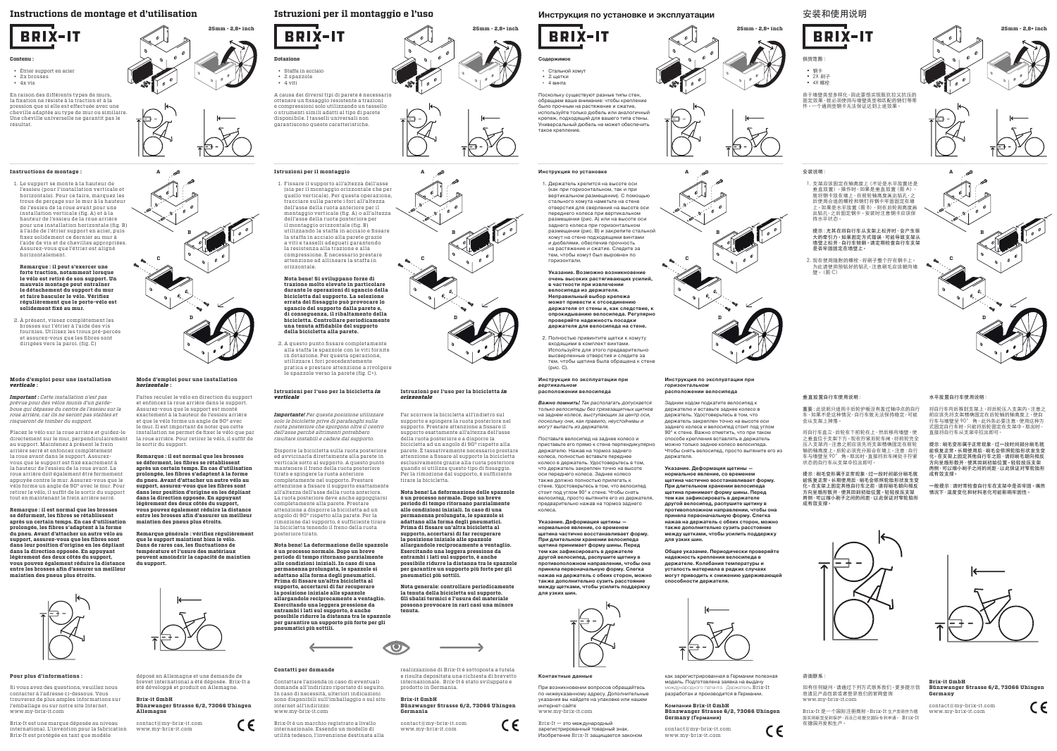# Instructions de montage et d'utilisation

BRIX-IT

25mm - 2,8+ inch

**Contenu :**

- Étrier support en acier
- 2x brosses
- 4x vis

En raison des différents types de murs, la fixation ne résiste à la traction et à la pression que si elle est effectuée avec une cheville adaptée au type de mur ou similaire. Une cheville universelle ne garantit pas le résultat.

**Instructions de montage :**

1. Le support se monte à la hauteur de l'essieu (pour l'installation verticale et horizontale). Pour ce faire, marquez les trous de perçage sur le mur à la hauteur de l'essieu de la roue avant pour une installation verticale (fig. A) et à la hauteur de l'essieu de la roue arrière pour une installation horizontale (fig. B) à l'aide de l'étrier support en acier, puis fixez solidement ce dernier au mur à l'aide de vis et de chevilles appropriées. Assurez-vous que l'étrier est aligné horizontalement.

   **Remarque : il peut s'exercer une forte traction, notamment lorsque le vélo est retiré de son support. Un mauvais montage peut entraîner le détachement du support du mur et faire basculer le vélo. Vérifiez régulièrement que le porte-vélo est solidement fixé au mur.**

2. À présent, vissez complètement les brosses sur l'étrier à l'aide des vis fournies. Utilisez les trous pré-percés et assurez-vous que les fibres sont dirigées vers la paroi. (fig. C)

A

B

C

D

**Mode d'emploi pour une installation *verticale* :**

***Important** : Cette installation n'est pas prévue pour des vélos munis d'un garde-boue qui dépasse du centre de l'essieu sur la roue arrière, car ils ne seront pas stables et risquent de tomber du support.*

Placez le vélo sur la roue arrière et guidez-le directement sur le mur, perpendiculairement au support. Maintenez à présent le frein arrière serré et enfoncez complètement la roue avant dans le support. Assurez-vous que le support est fixé exactement à la hauteur de l'essieu de la roue avant. La roue arrière doit également être fermement appuyée contre le mur. Assurez-vous que le vélo forme un angle de 90° avec le mur. Pour retirer le vélo, il suffit de le sortir du support tout en maintenant le frein arrière serré.

**Remarque : il est normal que les brosses se déforment, les fibres se rétablissent après un certain temps. En cas d'utilisation prolongée, les fibres s'adaptent à la forme du pneu. Avant d'attacher un autre vélo au support, assurez-vous que les fibres sont dans leur position d'origine en les dépliant dans la direction opposée. En appuyant légèrement des deux côtés du support, vous pouvez également réduire la distance entre les brosses afin d'assurer un meilleur maintien des pneus plus étroits.**

**Mode d'emploi pour une installation *horizontale* :**

Faites reculer le vélo en direction du support et enfoncez la roue arrière dans le support. Assurez-vous que le support est monté exactement à la hauteur de l'essieu arrière et que le vélo forme un angle de 90° avec le mur. Il est important de noter que cette installation ne permet de fixer le vélo que par la roue arrière. Pour retirer le vélo, il suffit de le sortir du support.

**Remarque : il est normal que les brosses se déforment, les fibres se rétablissent après un certain temps. En cas d'utilisation prolongée, les fibres s'adaptent à la forme du pneu. Avant d'attacher un autre vélo au support, assurez-vous que les fibres sont dans leur position d'origine en les dépliant dans la direction opposée. En appuyant légèrement des deux côtés du support, vous pouvez également réduire la distance entre les brosses afin d'assurer un meilleur maintien des pneus plus étroits.**

**Remarque générale : vérifiez régulièrement que le support maintient bien le vélo. Dans de rares cas, les fluctuations de température et l'usure des matériaux peuvent amoindrir la capacité de maintien du support.**

**Pour plus d'informations :**

Si vous avez des questions, veuillez nous contacter à l'adresse ci-dessous. Vous trouverez de plus amples informations sur l'emballage ou sur notre site Internet. www.my-brix-it.com

Brix-it est une marque déposée au niveau international. L'invention pour la fabrication Brix-it est protégée en tant que modèle déposé en Allemagne et une demande de brevet international a été déposée. Brix-It a été développé et produit en Allemagne.

**Brix-it GmbH**
**Bünzwanger Strasse 6/2, 73066 Uhingen**
**Allemagne**

contact@my-brix-it.com
www.my-brix-it.com

CE

# Istruzioni per il montaggio e l'uso

BRIX-IT

25mm - 2,8+ inch

**Dotazione**

- Staffa in acciaio
- 2 spazzole
- 4 viti

A causa dei diversi tipi di parete è necessario ottenere un fissaggio resistente a trazioni e compressioni solo utilizzando un tassello o strumenti simili adatti al tipo di parete disponibile. I tasselli universali non garantiscono queste caratteristiche.

**Istruzioni per il montaggio**

1. Fissare il supporto all'altezza dell'asse (sia per il montaggio orizzontale che per quello verticale). Per questa operazione, tracciare sulla parete i fori all'altezza dell'asse della ruota anteriore per il montaggio verticale (fig. A) o all'altezza dell'asse della ruota posteriore per il montaggio orizzontale (fig. B) utilizzando la staffa in acciaio e fissare la staffa in acciaio alla parete grazie a viti e tasselli adeguati garantendo la resistenza alla trazione e alla compressione. È necessario prestare attenzione ad allineare la staffa in orizzontale.

   **Nota bene! Si sviluppano forze di trazione molto elevate in particolare durante le operazioni di sgancio della bicicletta dal supporto. La selezione errata del fissaggio può provocare lo sgancio del supporto dalla parete e, di conseguenza, il ribaltamento della bicicletta. Controllare periodicamente una tenuta affidabile del supporto della bicicletta alla parete.**

2. A questo punto fissare completamente alla staffa le spazzole con le viti fornite in dotazione. Per questa operazione, utilizzare i fori precedentemente pratica e prestare attenzione a rivolgere le spazzole verso la parete (fig. C).

**Istruzioni per l'uso per la bicicletta *in verticale***

***Importante!** Per questa posizione utilizzare solo le biciclette prive di parafanghi sulla ruota posteriore che sporgono oltre il centro dell'asse perché altrimenti potrebbero risultare instabili e cadere dal supporto.*

Disporre la bicicletta sulla ruota posteriore ed avvicinarla direttamente alla parete in verticale sotto al supporto. A questo punto mantenere il freno della ruota posteriore tirato e spingere la ruota anteriore completamente nel supporto. Prestare attenzione a disporre il supporto esattamente all'altezza dell'asse della ruota anteriore. La ruota posteriore deve anche appoggiarsi completamente alla parete. Prestare attenzione a disporre la bicicletta ad un angolo di 90° rispetto alla parete. Per la rimozione dal supporto, è sufficiente tirare la bicicletta tenendo il freno della ruota posteriore tirato.

**Nota bene! La deformazione delle spazzole è un processo normale. Dopo un breve periodo di tempo ritornano parzialmente alle condizioni iniziali. In caso di una permanenza prolungata, le spazzole si adattano alla forma degli pneumatici. Prima di fissare un'altra bicicletta al supporto, accertarsi di far recuperare la posizione iniziale alle spazzole allargandole reciprocamente a ventaglio. Esercitando una leggera pressione da entrambi i lati sul supporto, è anche possibile ridurre la distanza tra le spazzole per garantire un supporto più forte per gli pneumatici più sottili.**

**Istruzioni per l'uso per la bicicletta *in orizzontale***

Far scorrere la bicicletta all'indietro sul supporto e spingere la ruota posteriore nel supporto. Prestare attenzione a fissare il supporto esattamente all'altezza dell'asse della ruota posteriore e a disporre la bicicletta ad un angolo di 90° rispetto alla parete. È tassativamente necessario prestare attenzione a fissare al supporto la bicicletta esclusivamente grazie alla ruota posteriore quando si utilizza questo tipo di fissaggio. Per la rimozione dal supporto, è sufficiente tirare la bicicletta.

**Nota bene! La deformazione delle spazzole è un processo normale. Dopo un breve periodo di tempo ritornano parzialmente alle condizioni iniziali. In caso di una permanenza prolungata, le spazzole si adattano alla forma degli pneumatici. Prima di fissare un'altra bicicletta al supporto, accertarsi di far recuperare la posizione iniziale alle spazzole allargandole reciprocamente a ventaglio. Esercitando una leggera pressione da entrambi i lati sul supporto, è anche possibile ridurre la distanza tra le spazzole per garantire un supporto più forte per gli pneumatici più sottili.**

**Nota generale: controllare periodicamente la tenuta della bicicletta sul supporto. Gli sbalzi termici e l'usura del materiale possono provocare in rari casi una minore tenuta.**

**Contatti per domande**

Contattare l'azienda in caso di eventuali domande all'indirizzo riportato di seguito. In caso di necessità, ulteriori indicazioni sono disponibili sull'imballaggio o sul sito internet all'indirizzo: www.my-brix-it.com

Brix-It è un marchio registrato a livello internazionale. Essendo un modello di utilità tedesco, l'invenzione destinata alla realizzazione di Brix-It è sottoposta a tutela e risulta depositata una richiesta di brevetto internazionale. Brix-It è stato sviluppato e prodotto in Germania.

**Brix-it GmbH**
**Bünzwanger Strasse 6/2, 73066 Uhingen**
**Germania**

contact@my-brix-it.com
www.my-brix-it.com

CE

# Инструкция по установке и эксплуатации

BRIX-IT

25mm - 2,8+ inch

**Содержимое**

- Стальной хомут
- 2 щетки
- 4 винта

Поскольку существуют разные типы стен, обращаем ваше внимание: чтобы крепление было прочным на растяжение и сжатие, используйте только дюбель или аналогичный крепеж, подходящий для вашего типа стены. Универсальный дюбель не может обеспечить такое крепление.

**Инструкция по установке**

1. Держатель крепится на высоте оси (как при горизонтальном, так и при вертикальном размещении). С помощью стального хомута наметьте на стене отверстия для сверления на высоте оси переднего колеса при вертикальном размещении (рис. A) или на высоте оси заднего колеса при горизонтальном размещении (рис. B) и закрепите стальной хомут на стене подходящими винтами и дюбелями, обеспечив прочность на растяжение и сжатие. Следите за тем, чтобы хомут был выровнен по горизонтали.

   **Указание. Возможно возникновение очень высоких растягивающих усилий, в частности при извлечении велосипеда из держателя. Неправильный выбор крепежа может привести к отсоединению держателя от стены и, как следствие, к опрокидыванию велосипеда. Регулярно проверяйте надежность посадки держателя для велосипеда на стене.**

2. Полностью привинтите щетки к хомуту входящими в комплект винтами. Используйте для этого предварительно высверленные отверстия и следите за тем, чтобы щетина была обращена к стене (рис. C).

**Инструкция по эксплуатации при *вертикальном* расположении велосипеда**

***Важно помнить!** Так располагать допускается только велосипеды без грязезащитных щитков на заднем колесе, выступающих за центр оси, поскольку они, как правило, неустойчивы и могут выпасть из держателя.*

Поставьте велосипед на заднее колесо и приставьте его прямо к стене перпендикулярно держателю. Нажав на тормоз заднего колеса, полностью вставьте переднее колесо в держатель. Удостоверьтесь в том, что держатель закреплен точно на высоте оси переднего колеса. Заднее колесо также должно полностью прилегать к стене. Удостоверьтесь в том, что велосипед стоит под углом 90° к стене. Чтобы снять велосипед, просто вытяните его из держателя, предварительно нажав на тормоз заднего колеса.

**Указание. Деформация щетины — нормальное явление, со временем щетина частично восстанавливает форму. При длительном хранении велосипеда щетина принимает форму шины. Перед тем как зафиксировать в держателе другой велосипед, распушите щетину в противоположном направлении, чтобы она приняла первоначальную форму. Слегка нажав на держатель с обеих сторон, можно также дополнительно сузить расстояние между щетками, чтобы усилить поддержку для узких шин.**

**Инструкция по эксплуатации при *горизонтальном* расположении велосипеда**

Задним ходом подкатите велосипед к держателю и вставьте заднее колесо в держатель. Удостоверьтесь в том, что держатель закреплен точно на высоте оси заднего колеса и велосипед стоит под углом 90° к стене. Важно отметить, что при таком способе крепления вставлять в держатель можно только заднее колесо велосипеда. Чтобы снять велосипед, просто вытяните его из держателя.

**Указание. Деформация щетины — нормальное явление, со временем щетина частично восстанавливает форму. При длительном хранении велосипеда щетина принимает форму шины. Перед тем как зафиксировать в держателе другой велосипед, распушите щетину в противоположном направлении, чтобы она приняла первоначальную форму. Слегка нажав на держатель с обеих сторон, можно также дополнительно сузить расстояние между щетками, чтобы усилить поддержку для узких шин.**

**Общее указание. Периодически проверяйте надежность крепления велосипеда в держателе. Колебания температуры и усталость материала в редких случаях могут приводить к снижению удерживающей способности держателя.**

**Контактные данные**

При возникновении вопросов обращайтесь по нижеуказанному адресу. Дополнительные указания вы найдете на упаковке или нашем интернет-сайте www.my-brix-it.com

Brix-It — это международный зарегистрированный товарный знак. Изобретение Brix-It защищается законом как зарегистрированная в Германии полезная модель. Подготовлена заявка на выдачу международного патента. Держатель Brix-It разработан и производится в Германии.

**Компания Brix-it GmbH**
**Bünzwanger Strasse 6/2, 73066 Uhingen**
**Germany (Германия)**

contact@my-brix-it.com
www.my-brix-it.com

CE

# 安装和使用说明

BRIX-IT

25mm - 2,8+ inch

供货范围：

- 钢卡
- 2X 刷子
- 4X 螺栓

由于墙壁类型多样化，因此要想实现既抗拉又抗压的固定效果，就必须使用与墙壁类型相匹配的销钉等零件。一个通用型销卡无法保证达到上述效果。

安装说明：

1. 支架应该固定在轴高度上（不论是水平放置还是垂直放置）。操作时：如果是垂直放置（图 A），就將钢卡放在墙上，在前轮轴高度画出钻孔，之后用合适的螺栓和销钉将钢卡牢固固定在墙上；如果是水平放置（图 B），则在后轮轴高度画出钻孔，之后固定钢卡。安装时注意钢卡应该保持水平状态。

   提示：尤其在将自行车从支架上取开时，会产生很大的牵引力。如果固定方式错误，可能导致支架从墙壁上松开，自行车倾翻。请定期检查自行车支架是否牢固固定在墙壁上。

2. 现在使用随附的螺栓，将刷子整个拧在钢卡上，为此请使用预钻好的钻孔，注意刷毛应该朝向墙壁。（图 C）

垂直放置自行车使用说明：

重要：此说明只适用于后轮护板没有遮过轴中点的自行车，如果不是这种情况，自行车就无法保持稳定，可能会从支架上掉落。

将自行车直立，后轮在下前轮在上，然后移向墙壁，使之垂直位于支架下方。现在拧紧后轮车闸，将前轮完全压入支架内。注意之后轮必须完全与支架精确固定在前轮轴的轴高度上。后轮也必须充分贴合在墙上。注意：自行车与墙壁呈 90° 角。取出时，直接将后车闸处于拧紧状态的自行车从支架中拉出即可。

提示：刷毛变形属于正常现象，过一段时间刷毛就能恢复正常。长期使用后，刷毛会依照轮胎形状发生变化。在支架上固定其他自行车之前，请将刷毛朝相反方向呈扇形散开，使其回到初始位置。轻轻按压支架两侧，可以缩小刷子之间的间距，以此保证对窄轮胎形成有效支撑。

水平放置自行车使用说明：

将自行车向后推到支架上，将后轮压入支架内。注意之前应该先将支架精确固定在后轮轴的轴高度上，使自行车与墙壁呈 90° 角。此外务必要注意，使用这种方式固定自行车时，只能将后轮固定在支架中。取出时，直接将自行车从支架中拉出即可。

提示：刷毛变形属于正常现象，过一段时间刷毛就能恢复正常。长期使用后，刷毛会依照轮胎形状发生变化。在支架上固定其他自行车之前，请将刷毛朝相反方向呈扇形散开，使其回到初始位置。轻轻按压支架两侧，可以缩小刷子之间的间距，以此保证对窄轮胎形成有效支撑。

一般提示：请时常检查自行车在支架中是否牢固。偶然情况下，温度变化和材料老化可能影响牢固性。

咨询联系：

如有任何疑问，请通过下列方式联系我们。更多提示信息请见产品包装或者登录我们的官网查询 www.my-brix-it.com

Brix-It 是一个国际注册商标。Brix-It 生产发明作为德国实用新型受到保护，并且已经提交国际专利申请。Brix-It 在德国开发和生产。

**Brix-it GmbH**
**Bünzwanger Strasse 6/2, 73066 Uhingen**
**Germany**

contact@my-brix-it.com
www.my-brix-it.com

CE